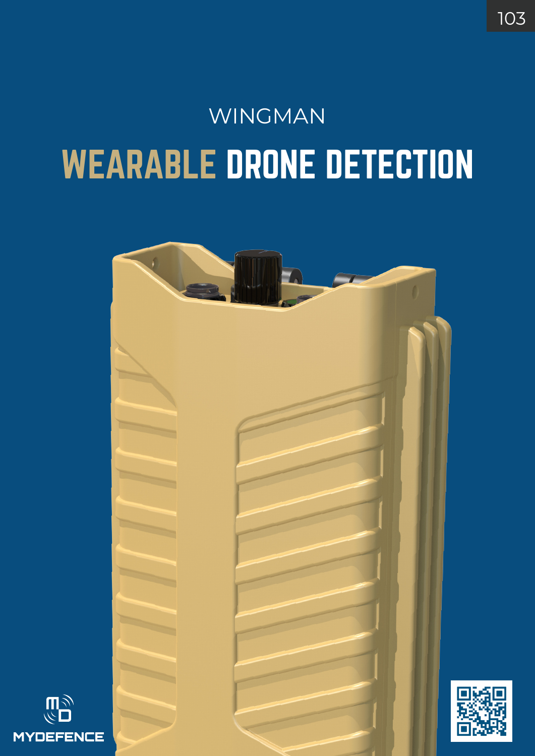WINGMAN

# WEARABLE DRONE DETECTION

MYDEFENCE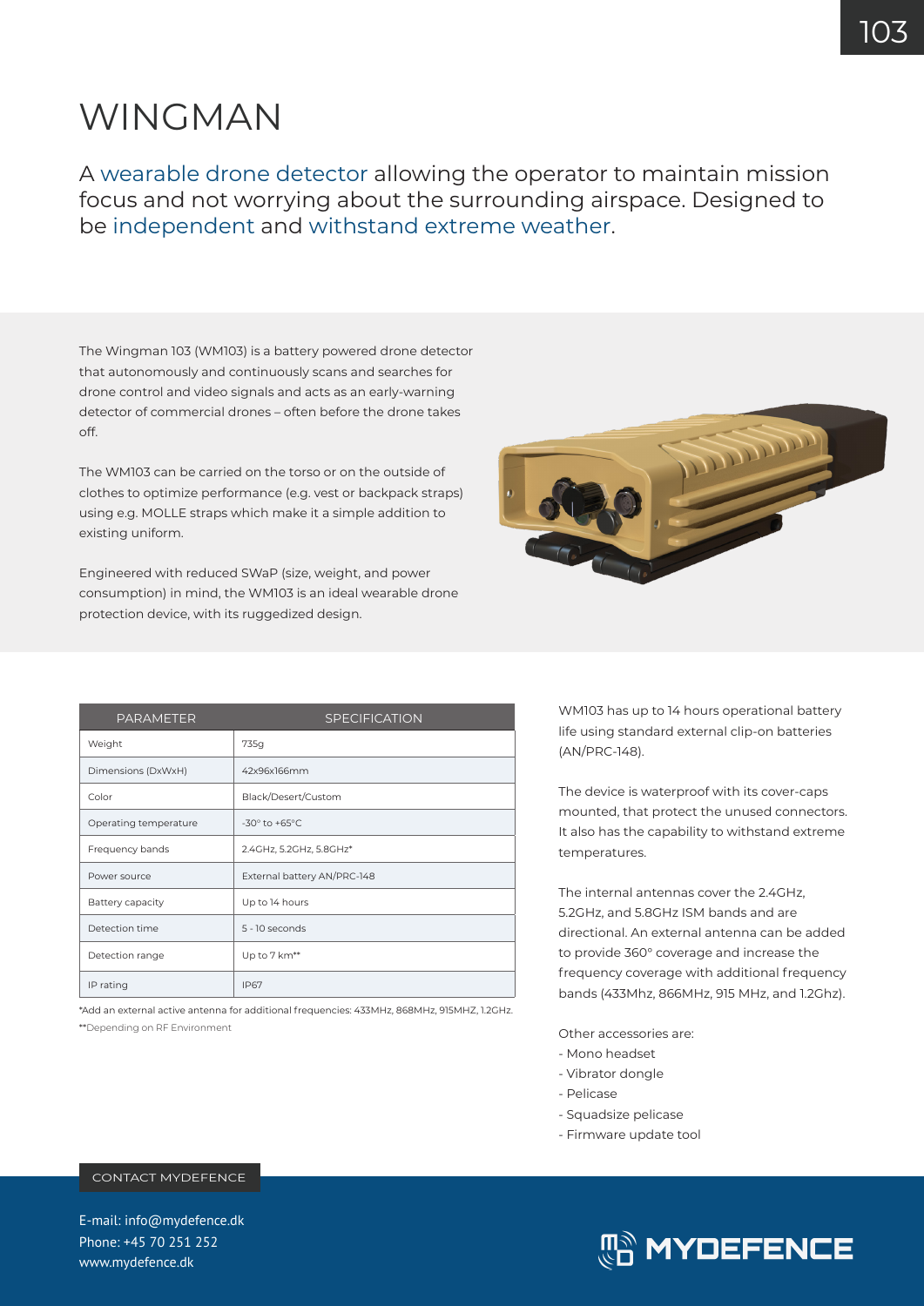# WINGMAN

A wearable drone detector allowing the operator to maintain mission focus and not worrying about the surrounding airspace. Designed to be independent and withstand extreme weather.

The Wingman 103 (WM103) is a battery powered drone detector that autonomously and continuously scans and searches for drone control and video signals and acts as an early-warning detector of commercial drones – often before the drone takes off.

The WM103 can be carried on the torso or on the outside of clothes to optimize performance (e.g. vest or backpack straps) using e.g. MOLLE straps which make it a simple addition to existing uniform.

Engineered with reduced SWaP (size, weight, and power consumption) in mind, the WM103 is an ideal wearable drone protection device, with its ruggedized design.

| PARAMETER | SPECIFICATION |
|---|---|
| Weight | 735g |
| Dimensions (DxWxH) | 42x96x166mm |
| Color | Black/Desert/Custom |
| Operating temperature | -30° to +65°C |
| Frequency bands | 2.4GHz, 5.2GHz, 5.8GHz* |
| Power source | External battery AN/PRC-148 |
| Battery capacity | Up to 14 hours |
| Detection time | 5 - 10 seconds |
| Detection range | Up to 7 km** |
| IP rating | IP67 |

*Add an external active antenna for additional frequencies: 433MHz, 868MHz, 915MHZ, 1.2GHz.

**Depending on RF Environment

WM103 has up to 14 hours operational battery life using standard external clip-on batteries (AN/PRC-148).

The device is waterproof with its cover-caps mounted, that protect the unused connectors. It also has the capability to withstand extreme temperatures.

The internal antennas cover the 2.4GHz, 5.2GHz, and 5.8GHz ISM bands and are directional. An external antenna can be added to provide 360° coverage and increase the frequency coverage with additional frequency bands (433Mhz, 866MHz, 915 MHz, and 1.2Ghz).

Other accessories are:
- Mono headset
- Vibrator dongle
- Pelicase
- Squadsize pelicase
- Firmware update tool

CONTACT MYDEFENCE

E-mail: info@mydefence.dk
Phone: +45 70 251 252
www.mydefence.dk

MYDEFENCE